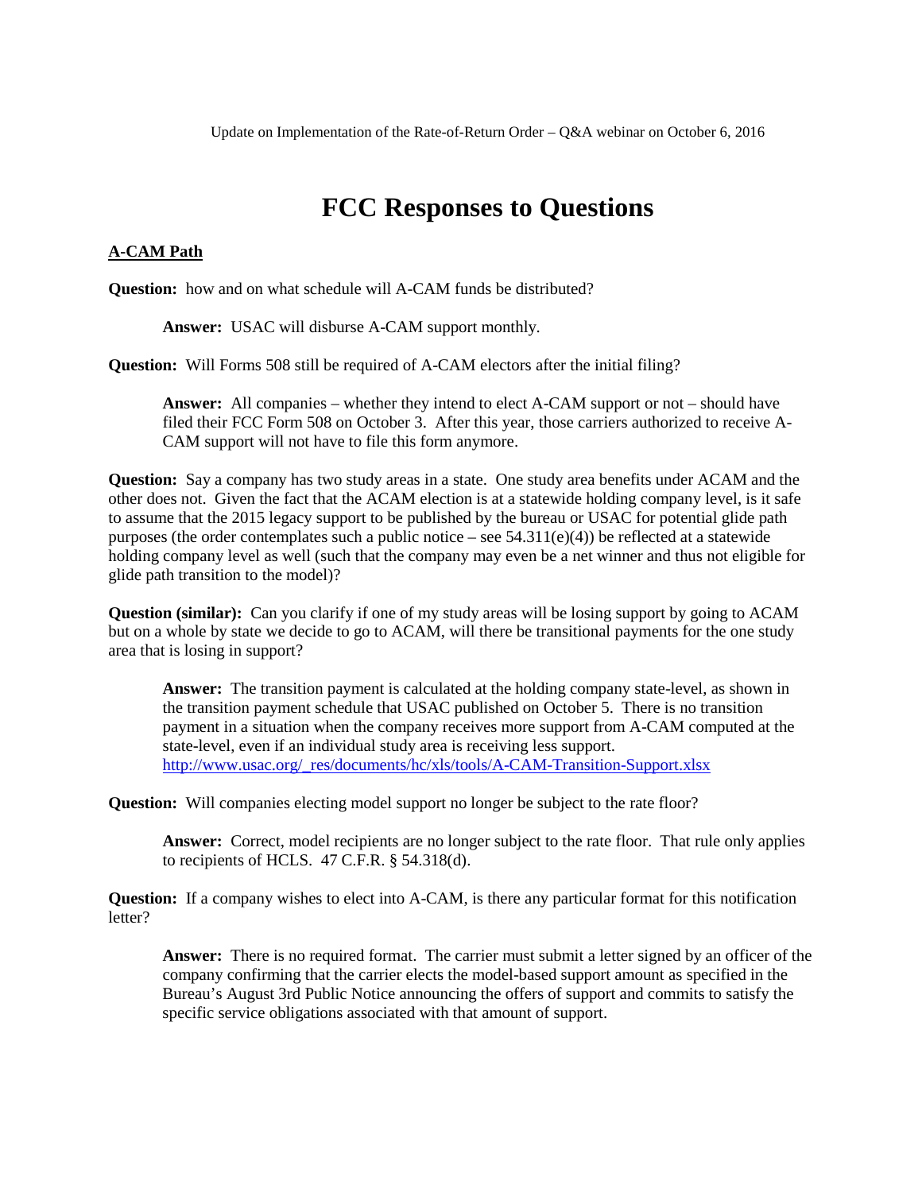Update on Implementation of the Rate-of-Return Order – Q&A webinar on October 6, 2016

# FCC Responses to Questions

## A-CAM Path

**Question:** how and on what schedule will A-CAM funds be distributed?

> **Answer:** USAC will disburse A-CAM support monthly.

**Question:** Will Forms 508 still be required of A-CAM electors after the initial filing?

> **Answer:** All companies – whether they intend to elect A-CAM support or not – should have filed their FCC Form 508 on October 3. After this year, those carriers authorized to receive A-CAM support will not have to file this form anymore.

**Question:** Say a company has two study areas in a state. One study area benefits under ACAM and the other does not. Given the fact that the ACAM election is at a statewide holding company level, is it safe to assume that the 2015 legacy support to be published by the bureau or USAC for potential glide path purposes (the order contemplates such a public notice – see 54.311(e)(4)) be reflected at a statewide holding company level as well (such that the company may even be a net winner and thus not eligible for glide path transition to the model)?

**Question (similar):** Can you clarify if one of my study areas will be losing support by going to ACAM but on a whole by state we decide to go to ACAM, will there be transitional payments for the one study area that is losing in support?

> **Answer:** The transition payment is calculated at the holding company state-level, as shown in the transition payment schedule that USAC published on October 5. There is no transition payment in a situation when the company receives more support from A-CAM computed at the state-level, even if an individual study area is receiving less support. http://www.usac.org/_res/documents/hc/xls/tools/A-CAM-Transition-Support.xlsx

**Question:** Will companies electing model support no longer be subject to the rate floor?

> **Answer:** Correct, model recipients are no longer subject to the rate floor. That rule only applies to recipients of HCLS. 47 C.F.R. § 54.318(d).

**Question:** If a company wishes to elect into A-CAM, is there any particular format for this notification letter?

> **Answer:** There is no required format. The carrier must submit a letter signed by an officer of the company confirming that the carrier elects the model-based support amount as specified in the Bureau's August 3rd Public Notice announcing the offers of support and commits to satisfy the specific service obligations associated with that amount of support.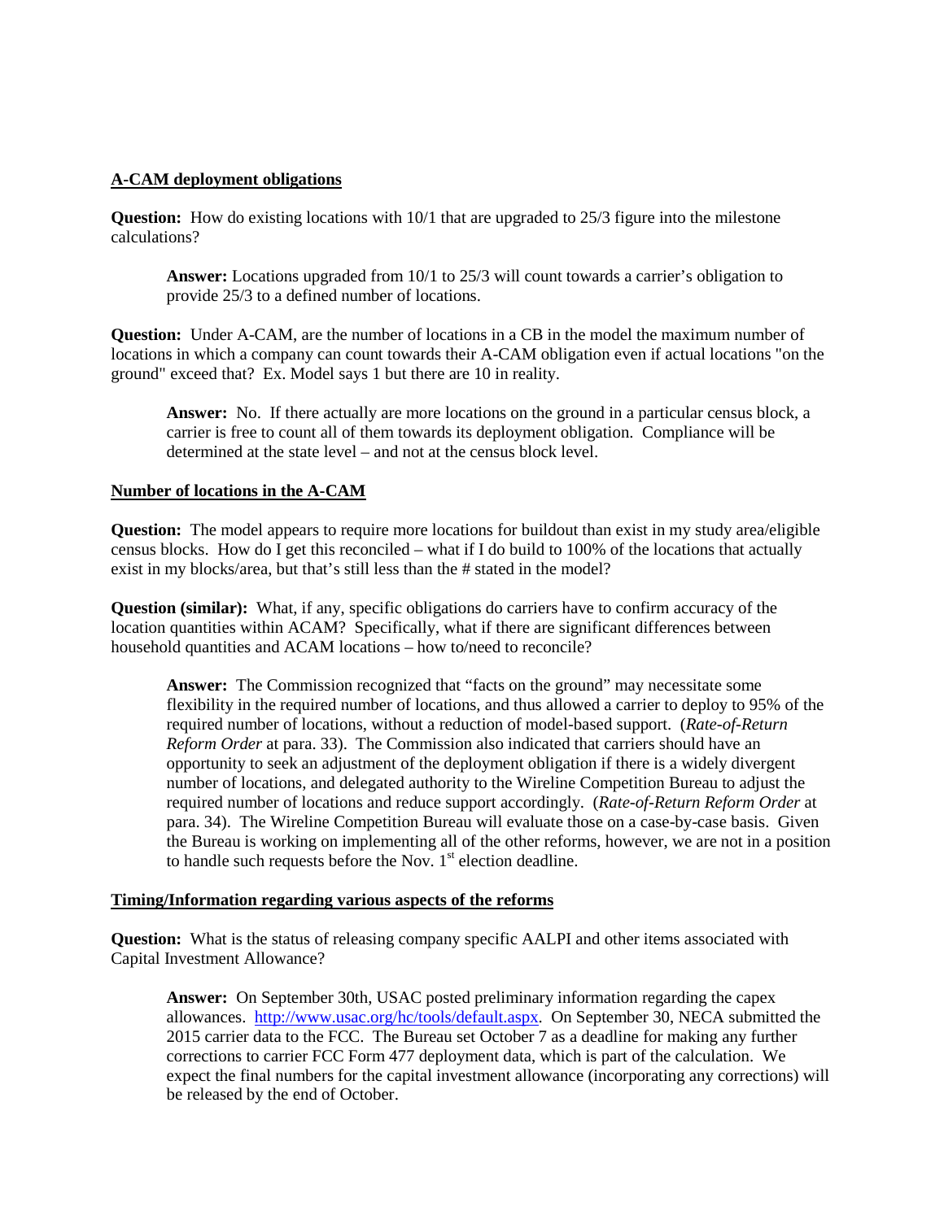**A-CAM deployment obligations**

**Question:** How do existing locations with 10/1 that are upgraded to 25/3 figure into the milestone calculations?

> **Answer:** Locations upgraded from 10/1 to 25/3 will count towards a carrier's obligation to provide 25/3 to a defined number of locations.

**Question:** Under A-CAM, are the number of locations in a CB in the model the maximum number of locations in which a company can count towards their A-CAM obligation even if actual locations "on the ground" exceed that? Ex. Model says 1 but there are 10 in reality.

> **Answer:** No. If there actually are more locations on the ground in a particular census block, a carrier is free to count all of them towards its deployment obligation. Compliance will be determined at the state level – and not at the census block level.

**Number of locations in the A-CAM**

**Question:** The model appears to require more locations for buildout than exist in my study area/eligible census blocks. How do I get this reconciled – what if I do build to 100% of the locations that actually exist in my blocks/area, but that's still less than the # stated in the model?

**Question (similar):** What, if any, specific obligations do carriers have to confirm accuracy of the location quantities within ACAM? Specifically, what if there are significant differences between household quantities and ACAM locations – how to/need to reconcile?

> **Answer:** The Commission recognized that "facts on the ground" may necessitate some flexibility in the required number of locations, and thus allowed a carrier to deploy to 95% of the required number of locations, without a reduction of model-based support. (*Rate-of-Return Reform Order* at para. 33). The Commission also indicated that carriers should have an opportunity to seek an adjustment of the deployment obligation if there is a widely divergent number of locations, and delegated authority to the Wireline Competition Bureau to adjust the required number of locations and reduce support accordingly. (*Rate-of-Return Reform Order* at para. 34). The Wireline Competition Bureau will evaluate those on a case-by-case basis. Given the Bureau is working on implementing all of the other reforms, however, we are not in a position to handle such requests before the Nov. 1st election deadline.

**Timing/Information regarding various aspects of the reforms**

**Question:** What is the status of releasing company specific AALPI and other items associated with Capital Investment Allowance?

> **Answer:** On September 30th, USAC posted preliminary information regarding the capex allowances. http://www.usac.org/hc/tools/default.aspx. On September 30, NECA submitted the 2015 carrier data to the FCC. The Bureau set October 7 as a deadline for making any further corrections to carrier FCC Form 477 deployment data, which is part of the calculation. We expect the final numbers for the capital investment allowance (incorporating any corrections) will be released by the end of October.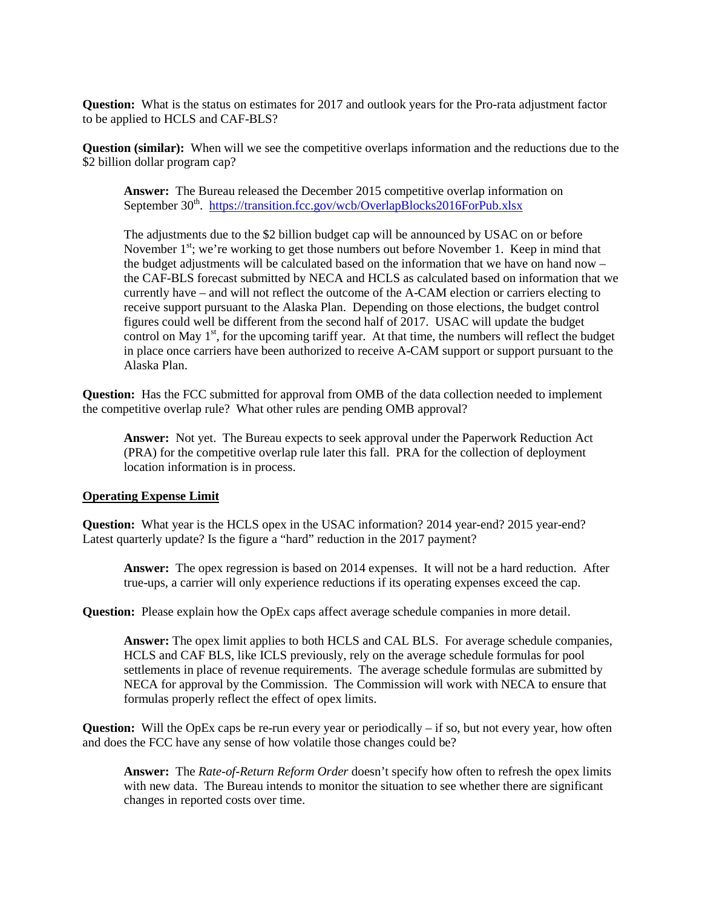**Question:** What is the status on estimates for 2017 and outlook years for the Pro-rata adjustment factor to be applied to HCLS and CAF-BLS?

**Question (similar):** When will we see the competitive overlaps information and the reductions due to the $2 billion dollar program cap?

> **Answer:** The Bureau released the December 2015 competitive overlap information on September 30th. https://transition.fcc.gov/wcb/OverlapBlocks2016ForPub.xlsx
>
> The adjustments due to the $2 billion budget cap will be announced by USAC on or before November 1st; we're working to get those numbers out before November 1. Keep in mind that the budget adjustments will be calculated based on the information that we have on hand now – the CAF-BLS forecast submitted by NECA and HCLS as calculated based on information that we currently have – and will not reflect the outcome of the A-CAM election or carriers electing to receive support pursuant to the Alaska Plan. Depending on those elections, the budget control figures could well be different from the second half of 2017. USAC will update the budget control on May 1st, for the upcoming tariff year. At that time, the numbers will reflect the budget in place once carriers have been authorized to receive A-CAM support or support pursuant to the Alaska Plan.

**Question:** Has the FCC submitted for approval from OMB of the data collection needed to implement the competitive overlap rule? What other rules are pending OMB approval?

> **Answer:** Not yet. The Bureau expects to seek approval under the Paperwork Reduction Act (PRA) for the competitive overlap rule later this fall. PRA for the collection of deployment location information is in process.

**Operating Expense Limit**

**Question:** What year is the HCLS opex in the USAC information? 2014 year-end? 2015 year-end? Latest quarterly update? Is the figure a "hard" reduction in the 2017 payment?

> **Answer:** The opex regression is based on 2014 expenses. It will not be a hard reduction. After true-ups, a carrier will only experience reductions if its operating expenses exceed the cap.

**Question:** Please explain how the OpEx caps affect average schedule companies in more detail.

> **Answer:** The opex limit applies to both HCLS and CAL BLS. For average schedule companies, HCLS and CAF BLS, like ICLS previously, rely on the average schedule formulas for pool settlements in place of revenue requirements. The average schedule formulas are submitted by NECA for approval by the Commission. The Commission will work with NECA to ensure that formulas properly reflect the effect of opex limits.

**Question:** Will the OpEx caps be re-run every year or periodically – if so, but not every year, how often and does the FCC have any sense of how volatile those changes could be?

> **Answer:** The *Rate-of-Return Reform Order* doesn't specify how often to refresh the opex limits with new data. The Bureau intends to monitor the situation to see whether there are significant changes in reported costs over time.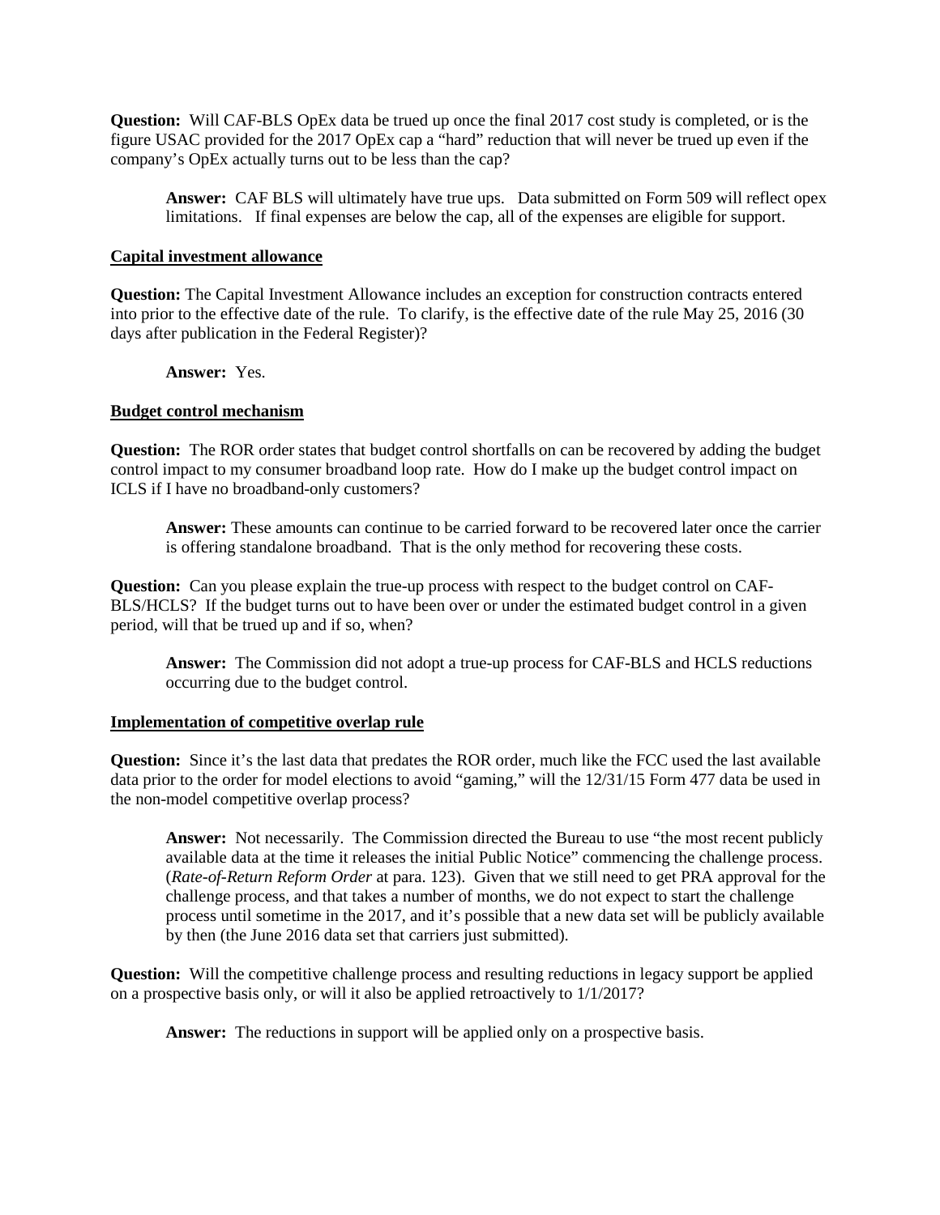**Question:** Will CAF-BLS OpEx data be trued up once the final 2017 cost study is completed, or is the figure USAC provided for the 2017 OpEx cap a "hard" reduction that will never be trued up even if the company's OpEx actually turns out to be less than the cap?

> **Answer:** CAF BLS will ultimately have true ups. Data submitted on Form 509 will reflect opex limitations. If final expenses are below the cap, all of the expenses are eligible for support.

**Capital investment allowance**

**Question:** The Capital Investment Allowance includes an exception for construction contracts entered into prior to the effective date of the rule. To clarify, is the effective date of the rule May 25, 2016 (30 days after publication in the Federal Register)?

> **Answer:** Yes.

**Budget control mechanism**

**Question:** The ROR order states that budget control shortfalls on can be recovered by adding the budget control impact to my consumer broadband loop rate. How do I make up the budget control impact on ICLS if I have no broadband-only customers?

> **Answer:** These amounts can continue to be carried forward to be recovered later once the carrier is offering standalone broadband. That is the only method for recovering these costs.

**Question:** Can you please explain the true-up process with respect to the budget control on CAF-BLS/HCLS? If the budget turns out to have been over or under the estimated budget control in a given period, will that be trued up and if so, when?

> **Answer:** The Commission did not adopt a true-up process for CAF-BLS and HCLS reductions occurring due to the budget control.

**Implementation of competitive overlap rule**

**Question:** Since it's the last data that predates the ROR order, much like the FCC used the last available data prior to the order for model elections to avoid "gaming," will the 12/31/15 Form 477 data be used in the non-model competitive overlap process?

> **Answer:** Not necessarily. The Commission directed the Bureau to use "the most recent publicly available data at the time it releases the initial Public Notice" commencing the challenge process. (*Rate-of-Return Reform Order* at para. 123). Given that we still need to get PRA approval for the challenge process, and that takes a number of months, we do not expect to start the challenge process until sometime in the 2017, and it's possible that a new data set will be publicly available by then (the June 2016 data set that carriers just submitted).

**Question:** Will the competitive challenge process and resulting reductions in legacy support be applied on a prospective basis only, or will it also be applied retroactively to 1/1/2017?

> **Answer:** The reductions in support will be applied only on a prospective basis.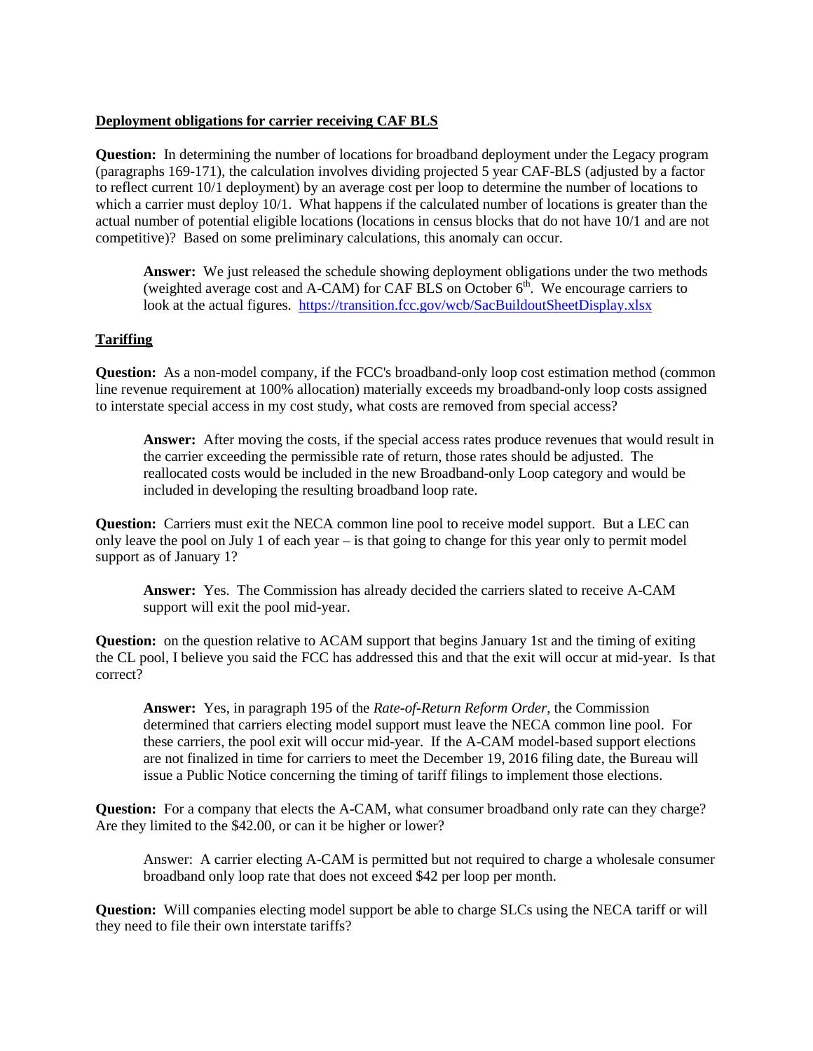**Deployment obligations for carrier receiving CAF BLS**

**Question:** In determining the number of locations for broadband deployment under the Legacy program (paragraphs 169-171), the calculation involves dividing projected 5 year CAF-BLS (adjusted by a factor to reflect current 10/1 deployment) by an average cost per loop to determine the number of locations to which a carrier must deploy 10/1. What happens if the calculated number of locations is greater than the actual number of potential eligible locations (locations in census blocks that do not have 10/1 and are not competitive)? Based on some preliminary calculations, this anomaly can occur.

> **Answer:** We just released the schedule showing deployment obligations under the two methods (weighted average cost and A-CAM) for CAF BLS on October 6th. We encourage carriers to look at the actual figures. https://transition.fcc.gov/wcb/SacBuildoutSheetDisplay.xlsx

**Tariffing**

**Question:** As a non-model company, if the FCC's broadband-only loop cost estimation method (common line revenue requirement at 100% allocation) materially exceeds my broadband-only loop costs assigned to interstate special access in my cost study, what costs are removed from special access?

> **Answer:** After moving the costs, if the special access rates produce revenues that would result in the carrier exceeding the permissible rate of return, those rates should be adjusted. The reallocated costs would be included in the new Broadband-only Loop category and would be included in developing the resulting broadband loop rate.

**Question:** Carriers must exit the NECA common line pool to receive model support. But a LEC can only leave the pool on July 1 of each year – is that going to change for this year only to permit model support as of January 1?

> **Answer:** Yes. The Commission has already decided the carriers slated to receive A-CAM support will exit the pool mid-year.

**Question:** on the question relative to ACAM support that begins January 1st and the timing of exiting the CL pool, I believe you said the FCC has addressed this and that the exit will occur at mid-year. Is that correct?

> **Answer:** Yes, in paragraph 195 of the *Rate-of-Return Reform Order*, the Commission determined that carriers electing model support must leave the NECA common line pool. For these carriers, the pool exit will occur mid-year. If the A-CAM model-based support elections are not finalized in time for carriers to meet the December 19, 2016 filing date, the Bureau will issue a Public Notice concerning the timing of tariff filings to implement those elections.

**Question:** For a company that elects the A-CAM, what consumer broadband only rate can they charge? Are they limited to the $42.00, or can it be higher or lower?

> Answer: A carrier electing A-CAM is permitted but not required to charge a wholesale consumer broadband only loop rate that does not exceed $42 per loop per month.

**Question:** Will companies electing model support be able to charge SLCs using the NECA tariff or will they need to file their own interstate tariffs?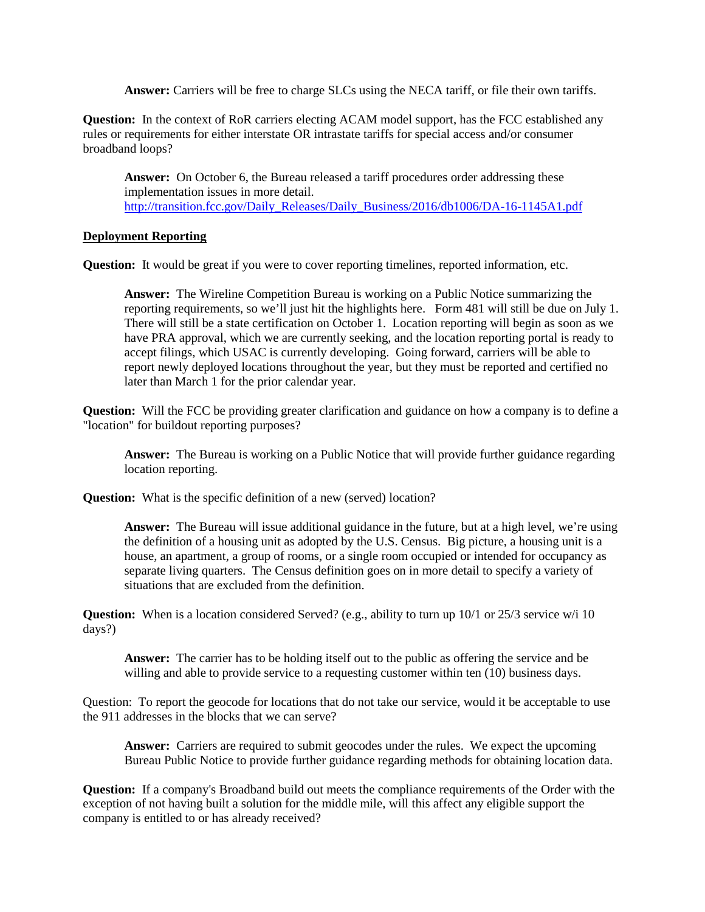**Answer:** Carriers will be free to charge SLCs using the NECA tariff, or file their own tariffs.

**Question:** In the context of RoR carriers electing ACAM model support, has the FCC established any rules or requirements for either interstate OR intrastate tariffs for special access and/or consumer broadband loops?

**Answer:** On October 6, the Bureau released a tariff procedures order addressing these implementation issues in more detail. http://transition.fcc.gov/Daily_Releases/Daily_Business/2016/db1006/DA-16-1145A1.pdf

**Deployment Reporting**

**Question:** It would be great if you were to cover reporting timelines, reported information, etc.

**Answer:** The Wireline Competition Bureau is working on a Public Notice summarizing the reporting requirements, so we'll just hit the highlights here. Form 481 will still be due on July 1. There will still be a state certification on October 1. Location reporting will begin as soon as we have PRA approval, which we are currently seeking, and the location reporting portal is ready to accept filings, which USAC is currently developing. Going forward, carriers will be able to report newly deployed locations throughout the year, but they must be reported and certified no later than March 1 for the prior calendar year.

**Question:** Will the FCC be providing greater clarification and guidance on how a company is to define a "location" for buildout reporting purposes?

**Answer:** The Bureau is working on a Public Notice that will provide further guidance regarding location reporting.

**Question:** What is the specific definition of a new (served) location?

**Answer:** The Bureau will issue additional guidance in the future, but at a high level, we're using the definition of a housing unit as adopted by the U.S. Census. Big picture, a housing unit is a house, an apartment, a group of rooms, or a single room occupied or intended for occupancy as separate living quarters. The Census definition goes on in more detail to specify a variety of situations that are excluded from the definition.

**Question:** When is a location considered Served? (e.g., ability to turn up 10/1 or 25/3 service w/i 10 days?)

**Answer:** The carrier has to be holding itself out to the public as offering the service and be willing and able to provide service to a requesting customer within ten (10) business days.

Question: To report the geocode for locations that do not take our service, would it be acceptable to use the 911 addresses in the blocks that we can serve?

**Answer:** Carriers are required to submit geocodes under the rules. We expect the upcoming Bureau Public Notice to provide further guidance regarding methods for obtaining location data.

**Question:** If a company's Broadband build out meets the compliance requirements of the Order with the exception of not having built a solution for the middle mile, will this affect any eligible support the company is entitled to or has already received?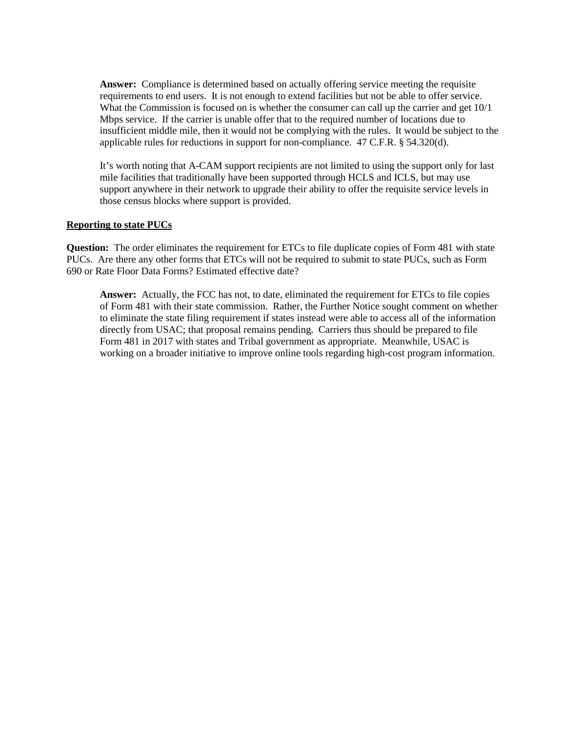**Answer:** Compliance is determined based on actually offering service meeting the requisite requirements to end users. It is not enough to extend facilities but not be able to offer service. What the Commission is focused on is whether the consumer can call up the carrier and get 10/1 Mbps service. If the carrier is unable offer that to the required number of locations due to insufficient middle mile, then it would not be complying with the rules. It would be subject to the applicable rules for reductions in support for non-compliance. 47 C.F.R. § 54.320(d).

It's worth noting that A-CAM support recipients are not limited to using the support only for last mile facilities that traditionally have been supported through HCLS and ICLS, but may use support anywhere in their network to upgrade their ability to offer the requisite service levels in those census blocks where support is provided.

**Reporting to state PUCs**

**Question:** The order eliminates the requirement for ETCs to file duplicate copies of Form 481 with state PUCs. Are there any other forms that ETCs will not be required to submit to state PUCs, such as Form 690 or Rate Floor Data Forms? Estimated effective date?

**Answer:** Actually, the FCC has not, to date, eliminated the requirement for ETCs to file copies of Form 481 with their state commission. Rather, the Further Notice sought comment on whether to eliminate the state filing requirement if states instead were able to access all of the information directly from USAC; that proposal remains pending. Carriers thus should be prepared to file Form 481 in 2017 with states and Tribal government as appropriate. Meanwhile, USAC is working on a broader initiative to improve online tools regarding high-cost program information.